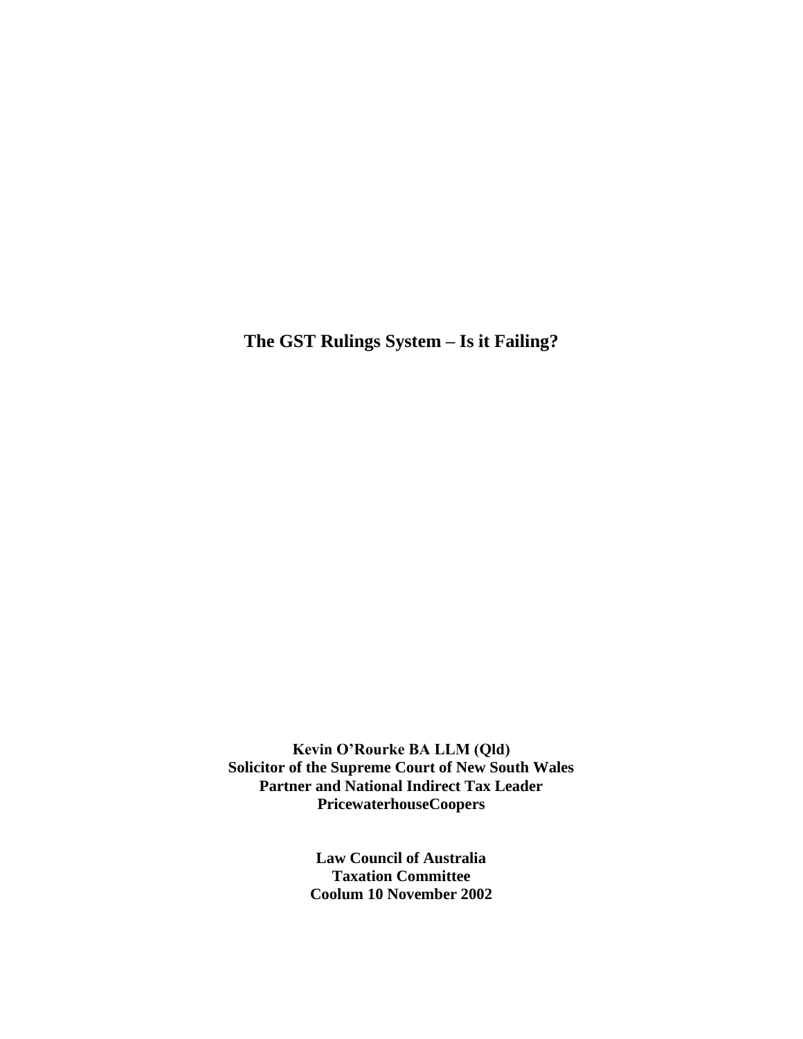# The GST Rulings System – Is it Failing?

**Kevin O'Rourke BA LLM (Qld)**
**Solicitor of the Supreme Court of New South Wales**
**Partner and National Indirect Tax Leader**
**PricewaterhouseCoopers**

**Law Council of Australia**
**Taxation Committee**
**Coolum 10 November 2002**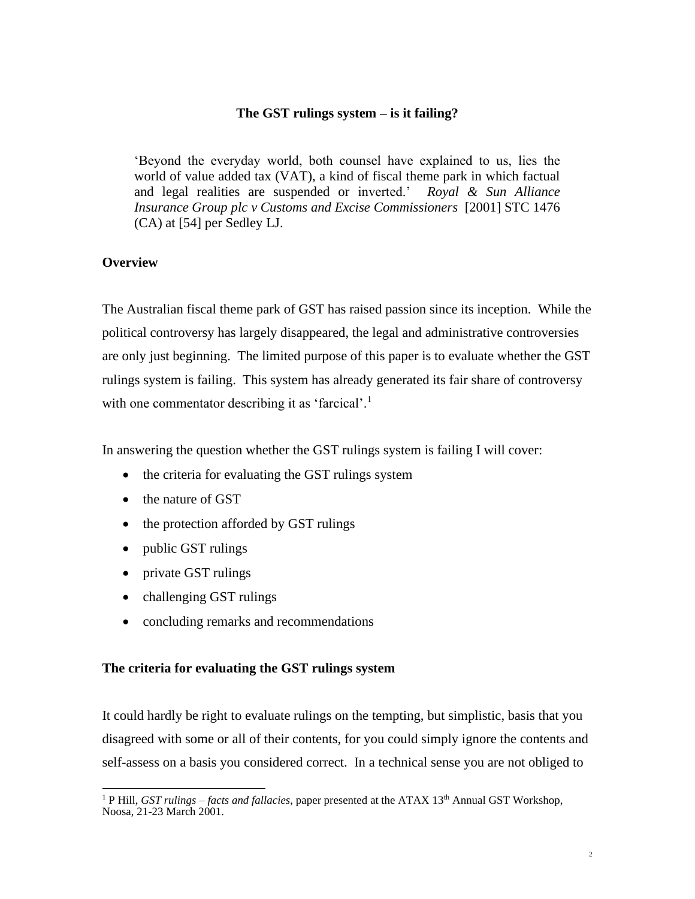## The GST rulings system – is it failing?

> 'Beyond the everyday world, both counsel have explained to us, lies the world of value added tax (VAT), a kind of fiscal theme park in which factual and legal realities are suspended or inverted.' *Royal & Sun Alliance Insurance Group plc v Customs and Excise Commissioners* [2001] STC 1476 (CA) at [54] per Sedley LJ.

### Overview

The Australian fiscal theme park of GST has raised passion since its inception. While the political controversy has largely disappeared, the legal and administrative controversies are only just beginning. The limited purpose of this paper is to evaluate whether the GST rulings system is failing. This system has already generated its fair share of controversy with one commentator describing it as 'farcical'.[1]

In answering the question whether the GST rulings system is failing I will cover:

- the criteria for evaluating the GST rulings system
- the nature of GST
- the protection afforded by GST rulings
- public GST rulings
- private GST rulings
- challenging GST rulings
- concluding remarks and recommendations

### The criteria for evaluating the GST rulings system

It could hardly be right to evaluate rulings on the tempting, but simplistic, basis that you disagreed with some or all of their contents, for you could simply ignore the contents and self-assess on a basis you considered correct. In a technical sense you are not obliged to

---

[1] P Hill, *GST rulings – facts and fallacies*, paper presented at the ATAX 13th Annual GST Workshop, Noosa, 21-23 March 2001.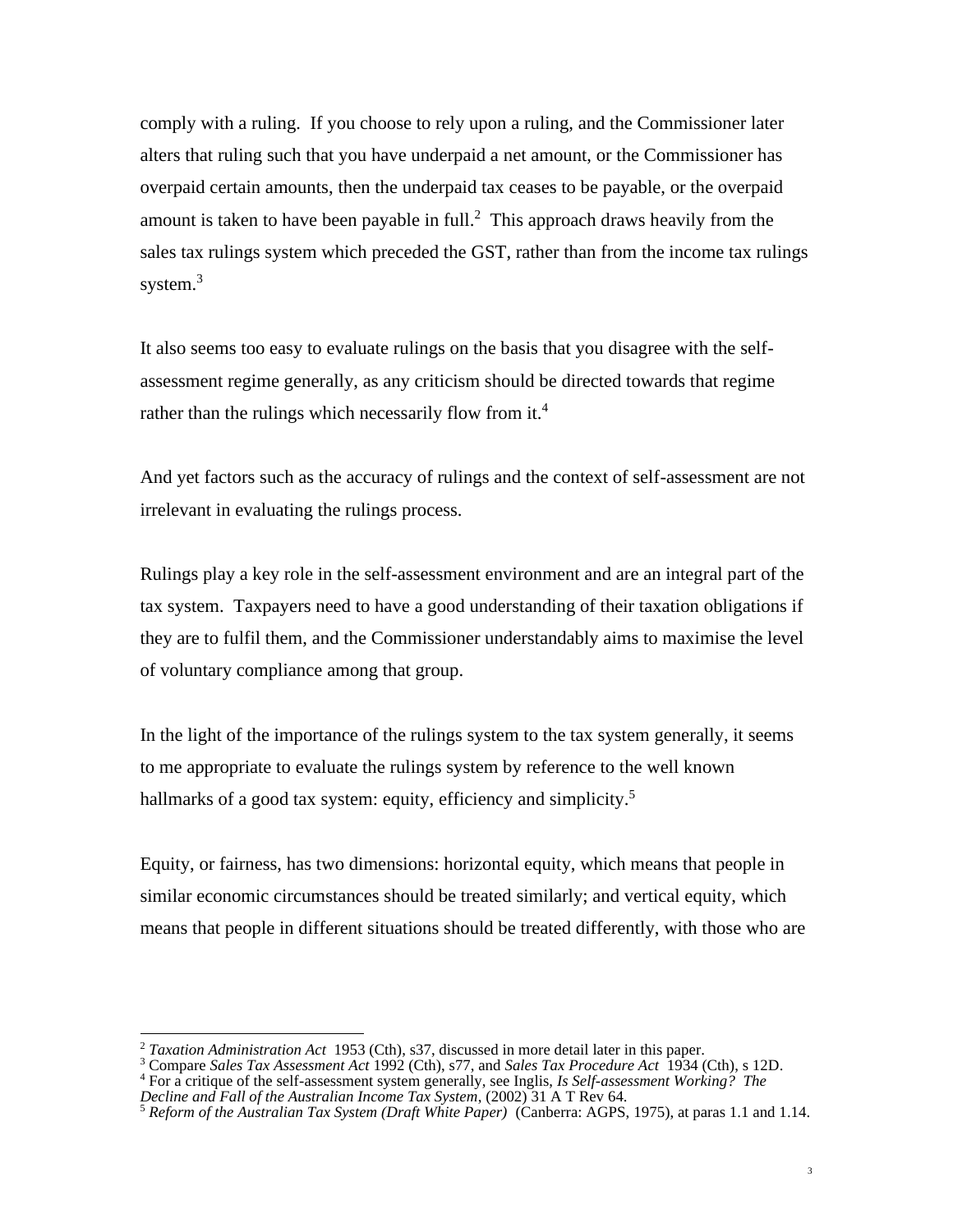comply with a ruling. If you choose to rely upon a ruling, and the Commissioner later alters that ruling such that you have underpaid a net amount, or the Commissioner has overpaid certain amounts, then the underpaid tax ceases to be payable, or the overpaid amount is taken to have been payable in full.[2] This approach draws heavily from the sales tax rulings system which preceded the GST, rather than from the income tax rulings system.[3]

It also seems too easy to evaluate rulings on the basis that you disagree with the self-assessment regime generally, as any criticism should be directed towards that regime rather than the rulings which necessarily flow from it.[4]

And yet factors such as the accuracy of rulings and the context of self-assessment are not irrelevant in evaluating the rulings process.

Rulings play a key role in the self-assessment environment and are an integral part of the tax system. Taxpayers need to have a good understanding of their taxation obligations if they are to fulfil them, and the Commissioner understandably aims to maximise the level of voluntary compliance among that group.

In the light of the importance of the rulings system to the tax system generally, it seems to me appropriate to evaluate the rulings system by reference to the well known hallmarks of a good tax system: equity, efficiency and simplicity.[5]

Equity, or fairness, has two dimensions: horizontal equity, which means that people in similar economic circumstances should be treated similarly; and vertical equity, which means that people in different situations should be treated differently, with those who are

---

[2] *Taxation Administration Act* 1953 (Cth), s37, discussed in more detail later in this paper.

[3] Compare *Sales Tax Assessment Act* 1992 (Cth), s77, and *Sales Tax Procedure Act* 1934 (Cth), s 12D.

[4] For a critique of the self-assessment system generally, see Inglis, *Is Self-assessment Working? The Decline and Fall of the Australian Income Tax System*, (2002) 31 A T Rev 64.

[5] *Reform of the Australian Tax System (Draft White Paper)* (Canberra: AGPS, 1975), at paras 1.1 and 1.14.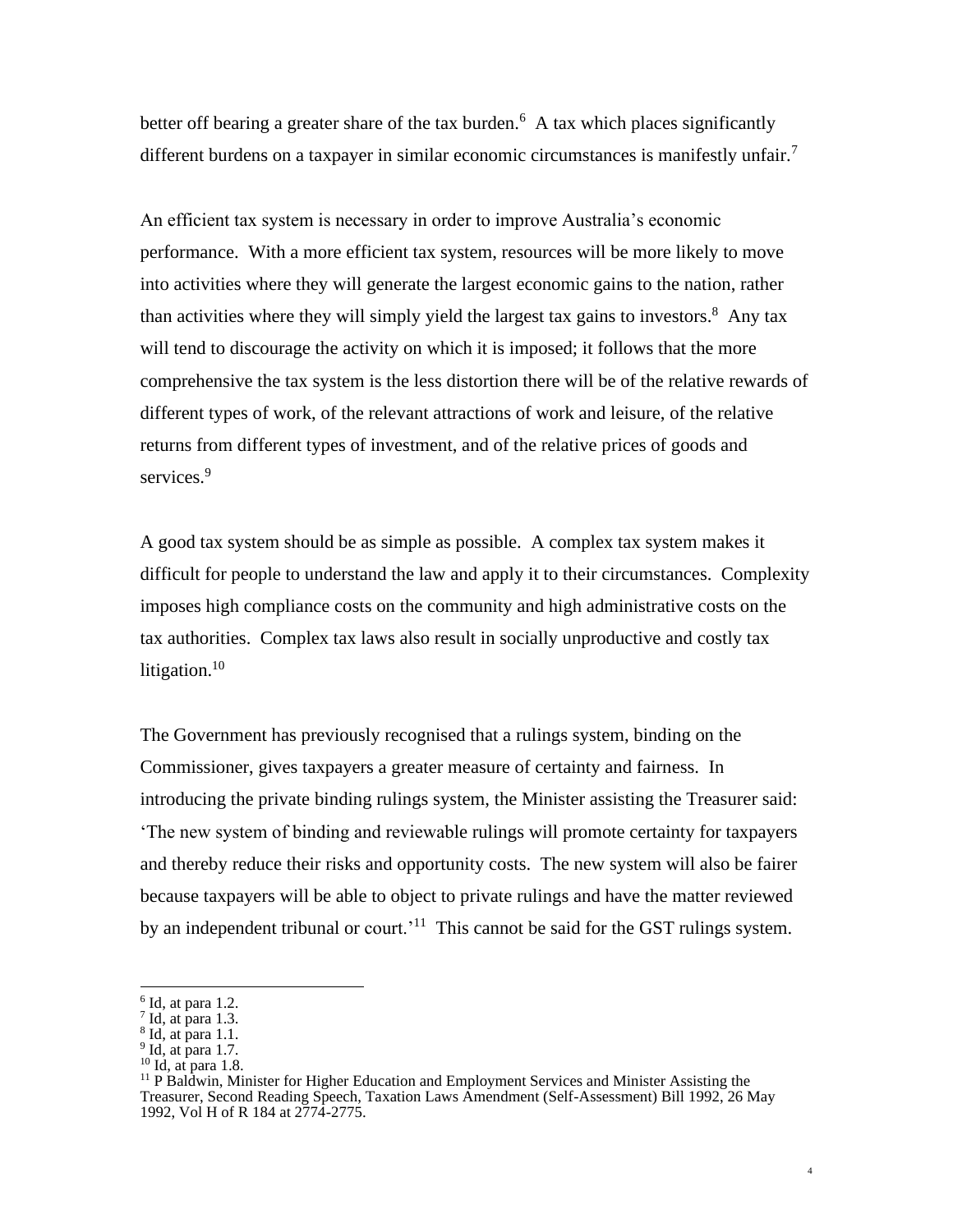better off bearing a greater share of the tax burden.[6] A tax which places significantly different burdens on a taxpayer in similar economic circumstances is manifestly unfair.[7]

An efficient tax system is necessary in order to improve Australia's economic performance. With a more efficient tax system, resources will be more likely to move into activities where they will generate the largest economic gains to the nation, rather than activities where they will simply yield the largest tax gains to investors.[8] Any tax will tend to discourage the activity on which it is imposed; it follows that the more comprehensive the tax system is the less distortion there will be of the relative rewards of different types of work, of the relevant attractions of work and leisure, of the relative returns from different types of investment, and of the relative prices of goods and services.[9]

A good tax system should be as simple as possible. A complex tax system makes it difficult for people to understand the law and apply it to their circumstances. Complexity imposes high compliance costs on the community and high administrative costs on the tax authorities. Complex tax laws also result in socially unproductive and costly tax litigation.[10]

The Government has previously recognised that a rulings system, binding on the Commissioner, gives taxpayers a greater measure of certainty and fairness. In introducing the private binding rulings system, the Minister assisting the Treasurer said: 'The new system of binding and reviewable rulings will promote certainty for taxpayers and thereby reduce their risks and opportunity costs. The new system will also be fairer because taxpayers will be able to object to private rulings and have the matter reviewed by an independent tribunal or court.'[11] This cannot be said for the GST rulings system.

---

[6] Id, at para 1.2.
[7] Id, at para 1.3.
[8] Id, at para 1.1.
[9] Id, at para 1.7.
[10] Id, at para 1.8.
[11] P Baldwin, Minister for Higher Education and Employment Services and Minister Assisting the Treasurer, Second Reading Speech, Taxation Laws Amendment (Self-Assessment) Bill 1992, 26 May 1992, Vol H of R 184 at 2774-2775.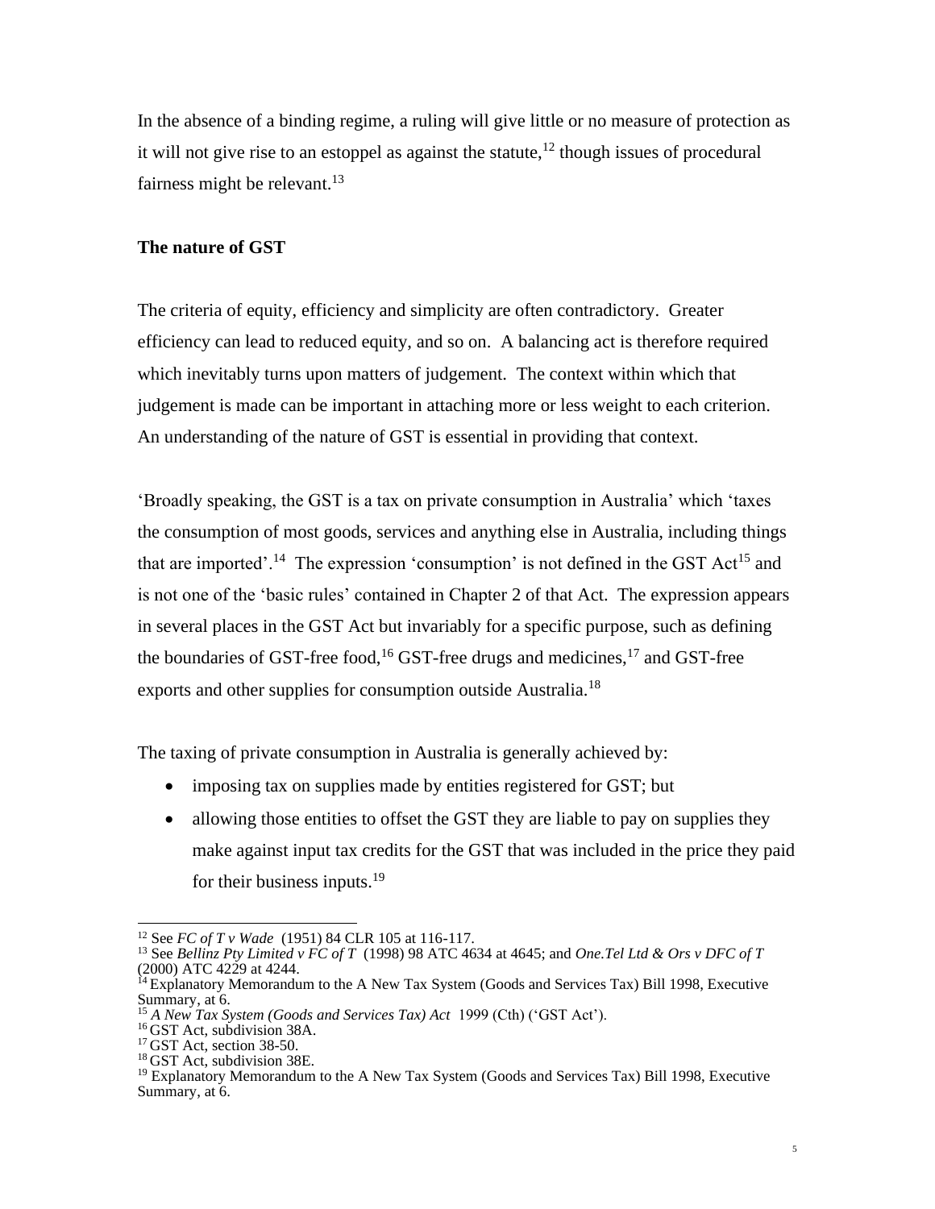In the absence of a binding regime, a ruling will give little or no measure of protection as it will not give rise to an estoppel as against the statute,[12] though issues of procedural fairness might be relevant.[13]

**The nature of GST**

The criteria of equity, efficiency and simplicity are often contradictory. Greater efficiency can lead to reduced equity, and so on. A balancing act is therefore required which inevitably turns upon matters of judgement. The context within which that judgement is made can be important in attaching more or less weight to each criterion. An understanding of the nature of GST is essential in providing that context.

'Broadly speaking, the GST is a tax on private consumption in Australia' which 'taxes the consumption of most goods, services and anything else in Australia, including things that are imported'.[14] The expression 'consumption' is not defined in the GST Act[15] and is not one of the 'basic rules' contained in Chapter 2 of that Act. The expression appears in several places in the GST Act but invariably for a specific purpose, such as defining the boundaries of GST-free food,[16] GST-free drugs and medicines,[17] and GST-free exports and other supplies for consumption outside Australia.[18]

The taxing of private consumption in Australia is generally achieved by:

- imposing tax on supplies made by entities registered for GST; but
- allowing those entities to offset the GST they are liable to pay on supplies they make against input tax credits for the GST that was included in the price they paid for their business inputs.[19]

---

[12] See *FC of T v Wade* (1951) 84 CLR 105 at 116-117.

[13] See *Bellinz Pty Limited v FC of T* (1998) 98 ATC 4634 at 4645; and *One.Tel Ltd & Ors v DFC of T* (2000) ATC 4229 at 4244.

[14] Explanatory Memorandum to the A New Tax System (Goods and Services Tax) Bill 1998, Executive Summary, at 6.

[15] *A New Tax System (Goods and Services Tax) Act* 1999 (Cth) ('GST Act').

[16] GST Act, subdivision 38A.

[17] GST Act, section 38-50.

[18] GST Act, subdivision 38E.

[19] Explanatory Memorandum to the A New Tax System (Goods and Services Tax) Bill 1998, Executive Summary, at 6.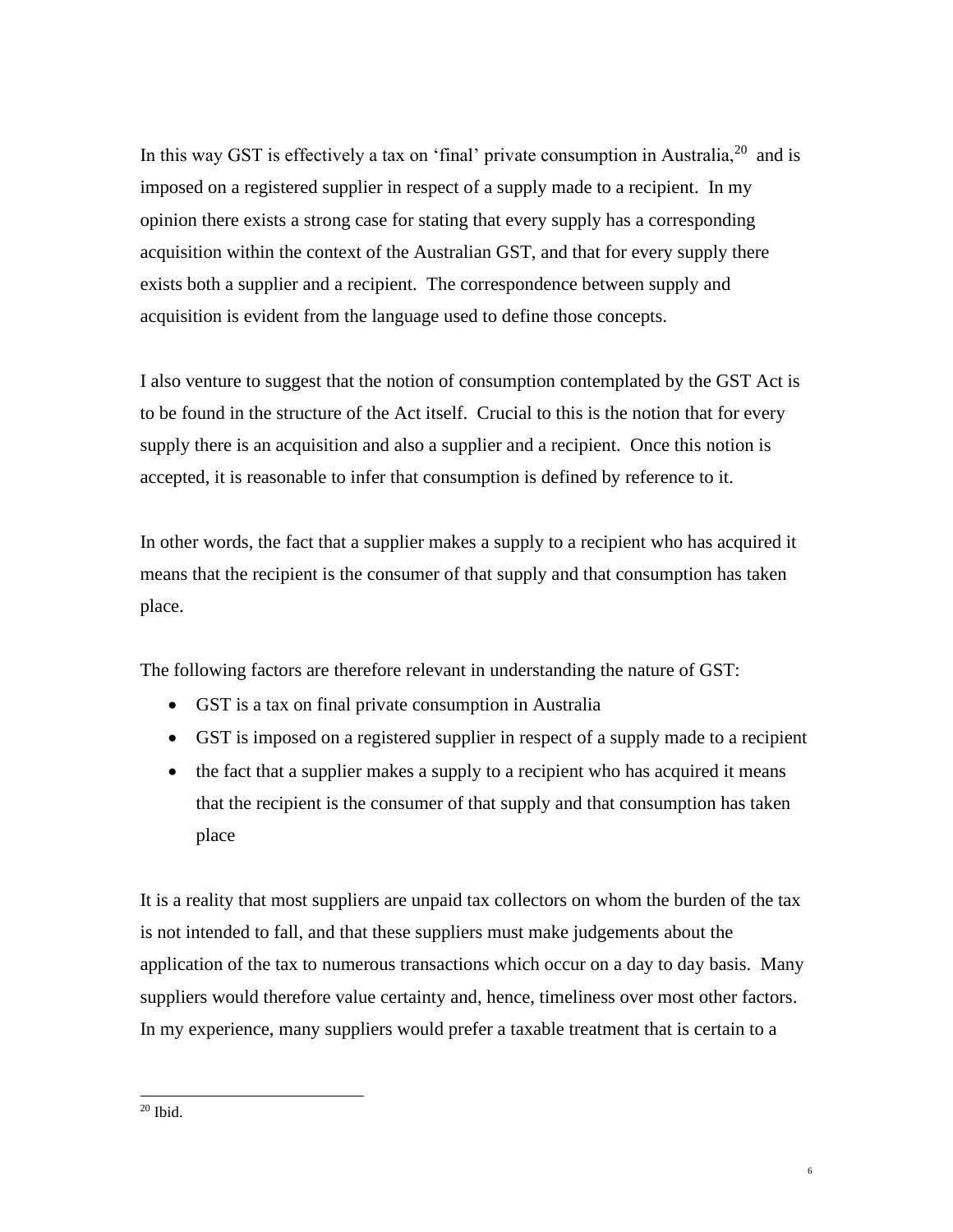In this way GST is effectively a tax on 'final' private consumption in Australia,[20] and is imposed on a registered supplier in respect of a supply made to a recipient. In my opinion there exists a strong case for stating that every supply has a corresponding acquisition within the context of the Australian GST, and that for every supply there exists both a supplier and a recipient. The correspondence between supply and acquisition is evident from the language used to define those concepts.

I also venture to suggest that the notion of consumption contemplated by the GST Act is to be found in the structure of the Act itself. Crucial to this is the notion that for every supply there is an acquisition and also a supplier and a recipient. Once this notion is accepted, it is reasonable to infer that consumption is defined by reference to it.

In other words, the fact that a supplier makes a supply to a recipient who has acquired it means that the recipient is the consumer of that supply and that consumption has taken place.

The following factors are therefore relevant in understanding the nature of GST:

- GST is a tax on final private consumption in Australia
- GST is imposed on a registered supplier in respect of a supply made to a recipient
- the fact that a supplier makes a supply to a recipient who has acquired it means that the recipient is the consumer of that supply and that consumption has taken place

It is a reality that most suppliers are unpaid tax collectors on whom the burden of the tax is not intended to fall, and that these suppliers must make judgements about the application of the tax to numerous transactions which occur on a day to day basis. Many suppliers would therefore value certainty and, hence, timeliness over most other factors. In my experience, many suppliers would prefer a taxable treatment that is certain to a

[20] Ibid.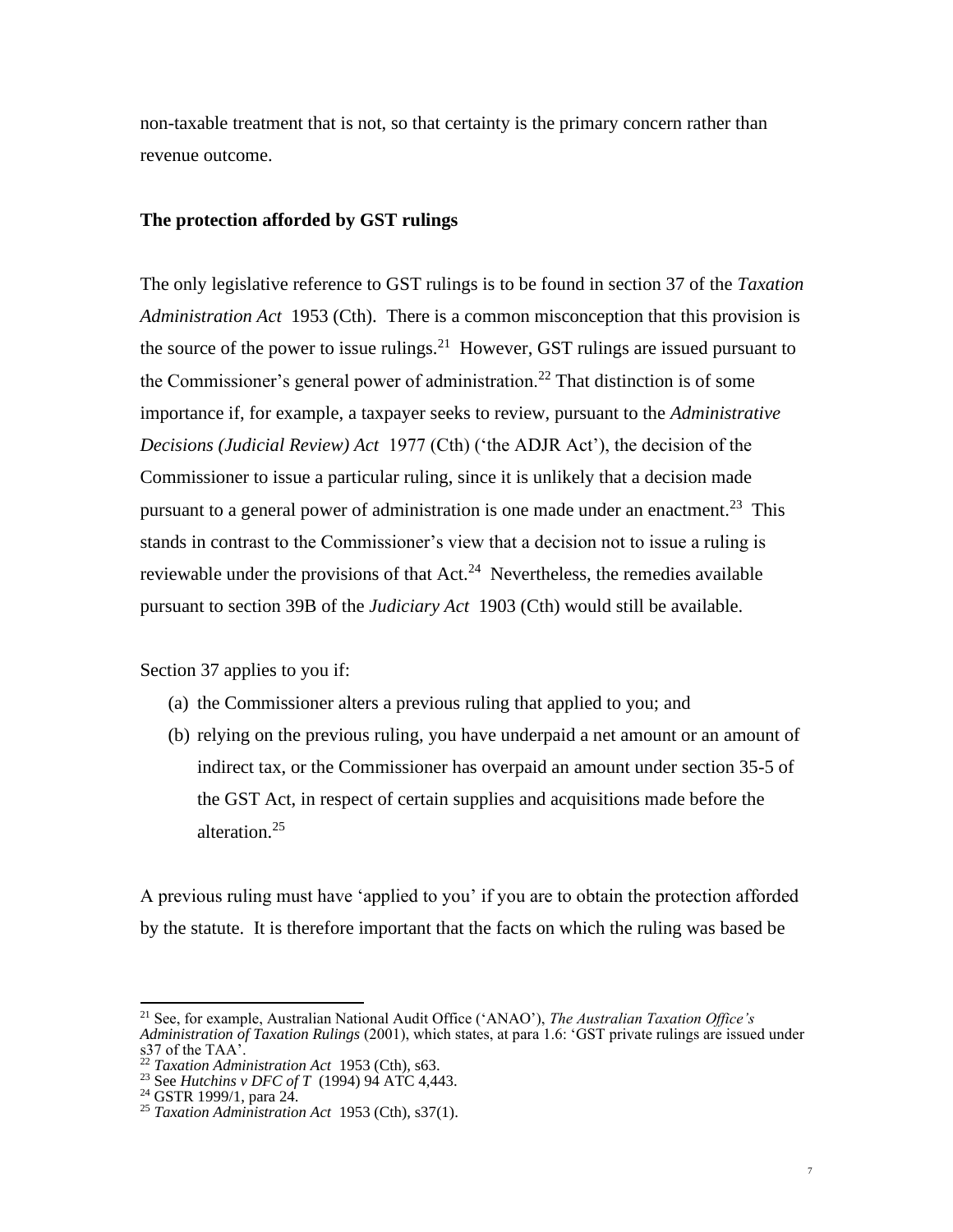non-taxable treatment that is not, so that certainty is the primary concern rather than revenue outcome.

**The protection afforded by GST rulings**

The only legislative reference to GST rulings is to be found in section 37 of the *Taxation Administration Act* 1953 (Cth). There is a common misconception that this provision is the source of the power to issue rulings.[21] However, GST rulings are issued pursuant to the Commissioner's general power of administration.[22] That distinction is of some importance if, for example, a taxpayer seeks to review, pursuant to the *Administrative Decisions (Judicial Review) Act* 1977 (Cth) ('the ADJR Act'), the decision of the Commissioner to issue a particular ruling, since it is unlikely that a decision made pursuant to a general power of administration is one made under an enactment.[23] This stands in contrast to the Commissioner's view that a decision not to issue a ruling is reviewable under the provisions of that Act.[24] Nevertheless, the remedies available pursuant to section 39B of the *Judiciary Act* 1903 (Cth) would still be available.

Section 37 applies to you if:

(a) the Commissioner alters a previous ruling that applied to you; and

(b) relying on the previous ruling, you have underpaid a net amount or an amount of indirect tax, or the Commissioner has overpaid an amount under section 35-5 of the GST Act, in respect of certain supplies and acquisitions made before the alteration.[25]

A previous ruling must have 'applied to you' if you are to obtain the protection afforded by the statute. It is therefore important that the facts on which the ruling was based be

---

[21] See, for example, Australian National Audit Office ('ANAO'), *The Australian Taxation Office's Administration of Taxation Rulings* (2001), which states, at para 1.6: 'GST private rulings are issued under s37 of the TAA'.

[22] *Taxation Administration Act* 1953 (Cth), s63.

[23] See *Hutchins v DFC of T* (1994) 94 ATC 4,443.

[24] GSTR 1999/1, para 24.

[25] *Taxation Administration Act* 1953 (Cth), s37(1).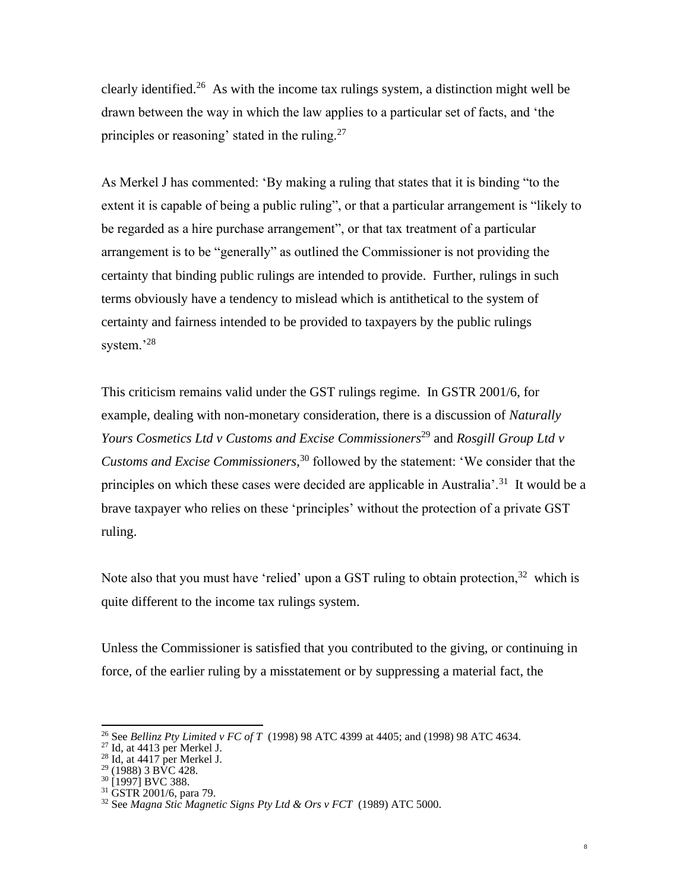clearly identified.[26] As with the income tax rulings system, a distinction might well be drawn between the way in which the law applies to a particular set of facts, and 'the principles or reasoning' stated in the ruling.[27]

As Merkel J has commented: 'By making a ruling that states that it is binding "to the extent it is capable of being a public ruling", or that a particular arrangement is "likely to be regarded as a hire purchase arrangement", or that tax treatment of a particular arrangement is to be "generally" as outlined the Commissioner is not providing the certainty that binding public rulings are intended to provide. Further, rulings in such terms obviously have a tendency to mislead which is antithetical to the system of certainty and fairness intended to be provided to taxpayers by the public rulings system.'[28]

This criticism remains valid under the GST rulings regime. In GSTR 2001/6, for example, dealing with non-monetary consideration, there is a discussion of *Naturally Yours Cosmetics Ltd v Customs and Excise Commissioners*[29] and *Rosgill Group Ltd v Customs and Excise Commissioners*,[30] followed by the statement: 'We consider that the principles on which these cases were decided are applicable in Australia'.[31] It would be a brave taxpayer who relies on these 'principles' without the protection of a private GST ruling.

Note also that you must have 'relied' upon a GST ruling to obtain protection,[32] which is quite different to the income tax rulings system.

Unless the Commissioner is satisfied that you contributed to the giving, or continuing in force, of the earlier ruling by a misstatement or by suppressing a material fact, the

---

[26] See *Bellinz Pty Limited v FC of T* (1998) 98 ATC 4399 at 4405; and (1998) 98 ATC 4634.
[27] Id, at 4413 per Merkel J.
[28] Id, at 4417 per Merkel J.
[29] (1988) 3 BVC 428.
[30] [1997] BVC 388.
[31] GSTR 2001/6, para 79.
[32] See *Magna Stic Magnetic Signs Pty Ltd & Ors v FCT* (1989) ATC 5000.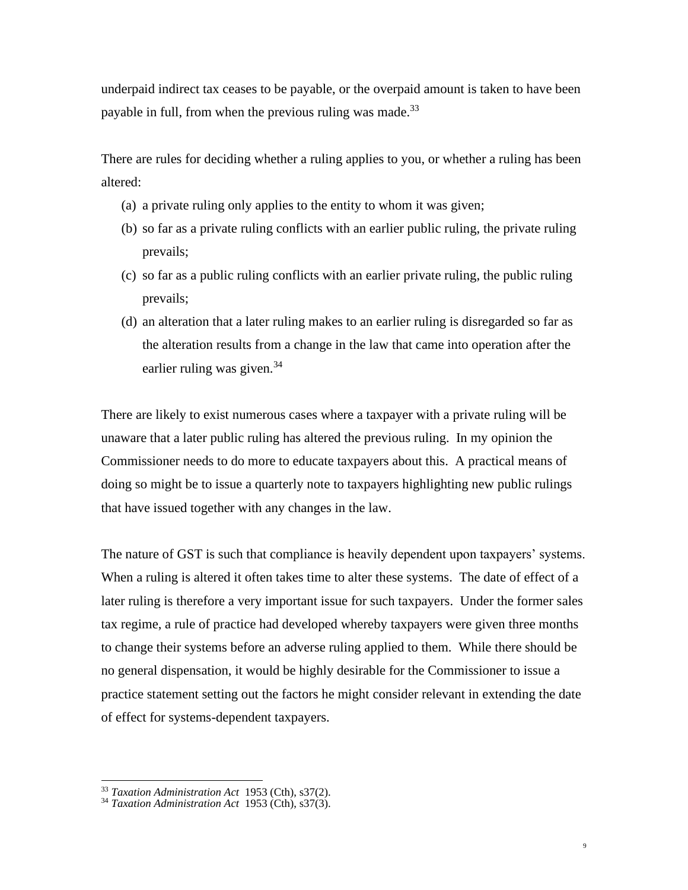underpaid indirect tax ceases to be payable, or the overpaid amount is taken to have been payable in full, from when the previous ruling was made.[33]

There are rules for deciding whether a ruling applies to you, or whether a ruling has been altered:

(a) a private ruling only applies to the entity to whom it was given;

(b) so far as a private ruling conflicts with an earlier public ruling, the private ruling prevails;

(c) so far as a public ruling conflicts with an earlier private ruling, the public ruling prevails;

(d) an alteration that a later ruling makes to an earlier ruling is disregarded so far as the alteration results from a change in the law that came into operation after the earlier ruling was given.[34]

There are likely to exist numerous cases where a taxpayer with a private ruling will be unaware that a later public ruling has altered the previous ruling. In my opinion the Commissioner needs to do more to educate taxpayers about this. A practical means of doing so might be to issue a quarterly note to taxpayers highlighting new public rulings that have issued together with any changes in the law.

The nature of GST is such that compliance is heavily dependent upon taxpayers' systems. When a ruling is altered it often takes time to alter these systems. The date of effect of a later ruling is therefore a very important issue for such taxpayers. Under the former sales tax regime, a rule of practice had developed whereby taxpayers were given three months to change their systems before an adverse ruling applied to them. While there should be no general dispensation, it would be highly desirable for the Commissioner to issue a practice statement setting out the factors he might consider relevant in extending the date of effect for systems-dependent taxpayers.

---

[33] *Taxation Administration Act* 1953 (Cth), s37(2).

[34] *Taxation Administration Act* 1953 (Cth), s37(3).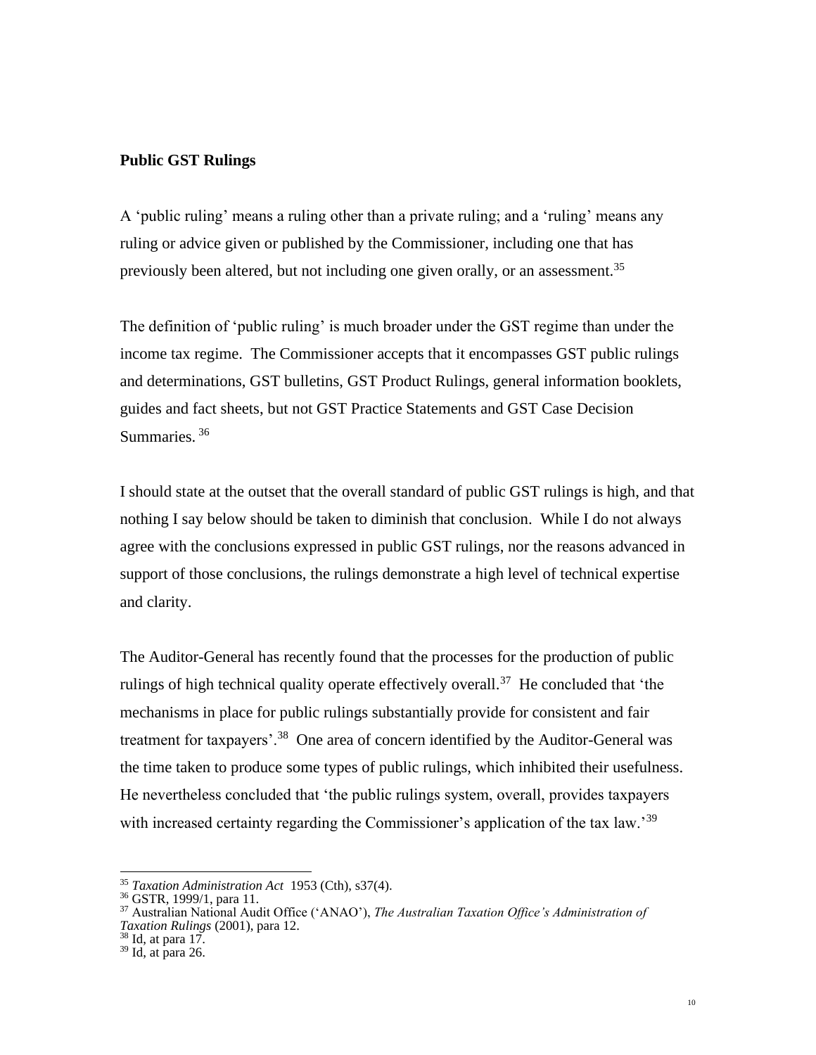**Public GST Rulings**

A 'public ruling' means a ruling other than a private ruling; and a 'ruling' means any ruling or advice given or published by the Commissioner, including one that has previously been altered, but not including one given orally, or an assessment.[35]

The definition of 'public ruling' is much broader under the GST regime than under the income tax regime. The Commissioner accepts that it encompasses GST public rulings and determinations, GST bulletins, GST Product Rulings, general information booklets, guides and fact sheets, but not GST Practice Statements and GST Case Decision Summaries.[36]

I should state at the outset that the overall standard of public GST rulings is high, and that nothing I say below should be taken to diminish that conclusion. While I do not always agree with the conclusions expressed in public GST rulings, nor the reasons advanced in support of those conclusions, the rulings demonstrate a high level of technical expertise and clarity.

The Auditor-General has recently found that the processes for the production of public rulings of high technical quality operate effectively overall.[37] He concluded that 'the mechanisms in place for public rulings substantially provide for consistent and fair treatment for taxpayers'.[38] One area of concern identified by the Auditor-General was the time taken to produce some types of public rulings, which inhibited their usefulness. He nevertheless concluded that 'the public rulings system, overall, provides taxpayers with increased certainty regarding the Commissioner's application of the tax law.'[39]

---

[35] *Taxation Administration Act* 1953 (Cth), s37(4).
[36] GSTR, 1999/1, para 11.
[37] Australian National Audit Office ('ANAO'), *The Australian Taxation Office's Administration of Taxation Rulings* (2001), para 12.
[38] Id, at para 17.
[39] Id, at para 26.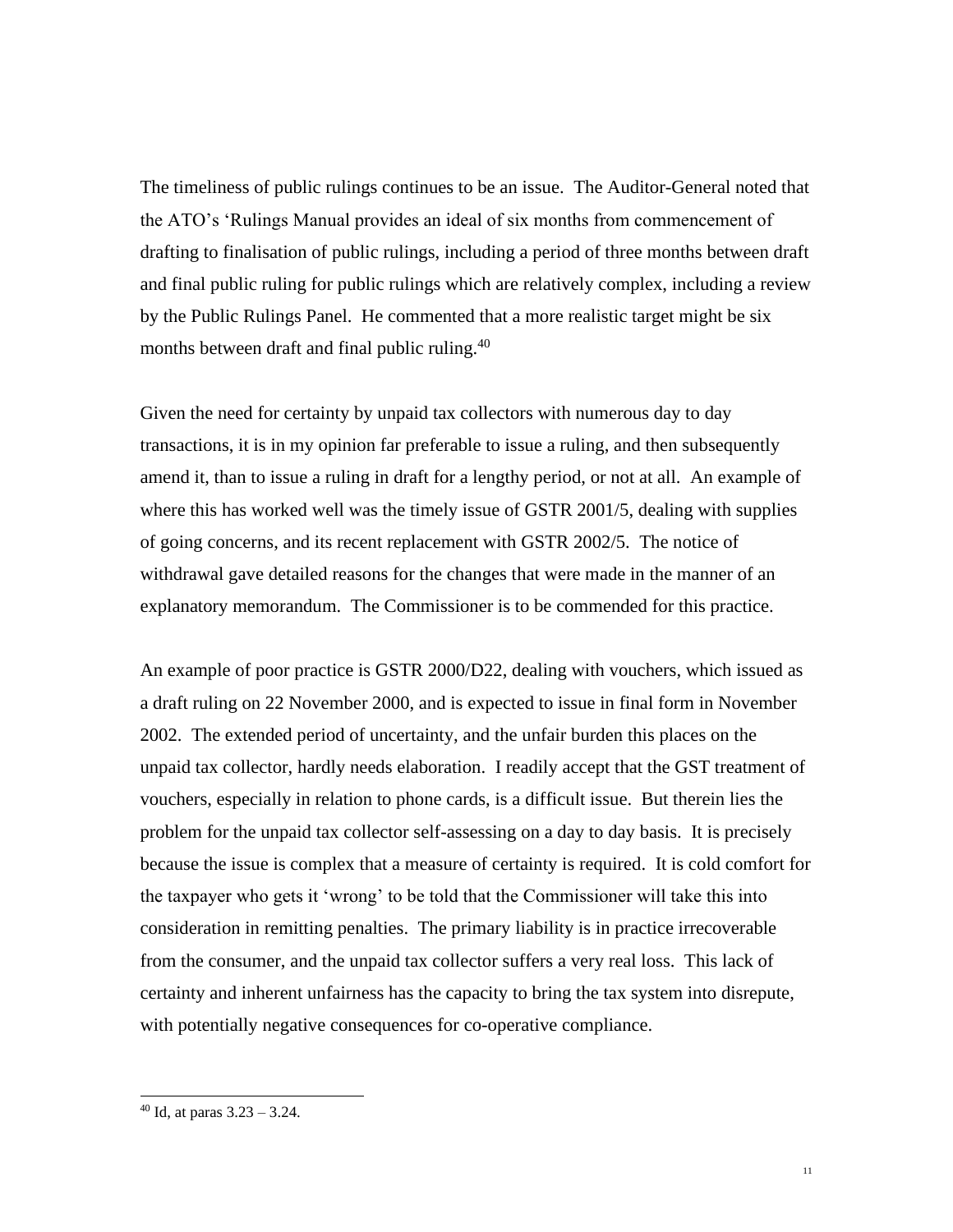The timeliness of public rulings continues to be an issue. The Auditor-General noted that the ATO's 'Rulings Manual provides an ideal of six months from commencement of drafting to finalisation of public rulings, including a period of three months between draft and final public ruling for public rulings which are relatively complex, including a review by the Public Rulings Panel. He commented that a more realistic target might be six months between draft and final public ruling.[40]

Given the need for certainty by unpaid tax collectors with numerous day to day transactions, it is in my opinion far preferable to issue a ruling, and then subsequently amend it, than to issue a ruling in draft for a lengthy period, or not at all. An example of where this has worked well was the timely issue of GSTR 2001/5, dealing with supplies of going concerns, and its recent replacement with GSTR 2002/5. The notice of withdrawal gave detailed reasons for the changes that were made in the manner of an explanatory memorandum. The Commissioner is to be commended for this practice.

An example of poor practice is GSTR 2000/D22, dealing with vouchers, which issued as a draft ruling on 22 November 2000, and is expected to issue in final form in November 2002. The extended period of uncertainty, and the unfair burden this places on the unpaid tax collector, hardly needs elaboration. I readily accept that the GST treatment of vouchers, especially in relation to phone cards, is a difficult issue. But therein lies the problem for the unpaid tax collector self-assessing on a day to day basis. It is precisely because the issue is complex that a measure of certainty is required. It is cold comfort for the taxpayer who gets it 'wrong' to be told that the Commissioner will take this into consideration in remitting penalties. The primary liability is in practice irrecoverable from the consumer, and the unpaid tax collector suffers a very real loss. This lack of certainty and inherent unfairness has the capacity to bring the tax system into disrepute, with potentially negative consequences for co-operative compliance.

---

[40] Id, at paras 3.23 – 3.24.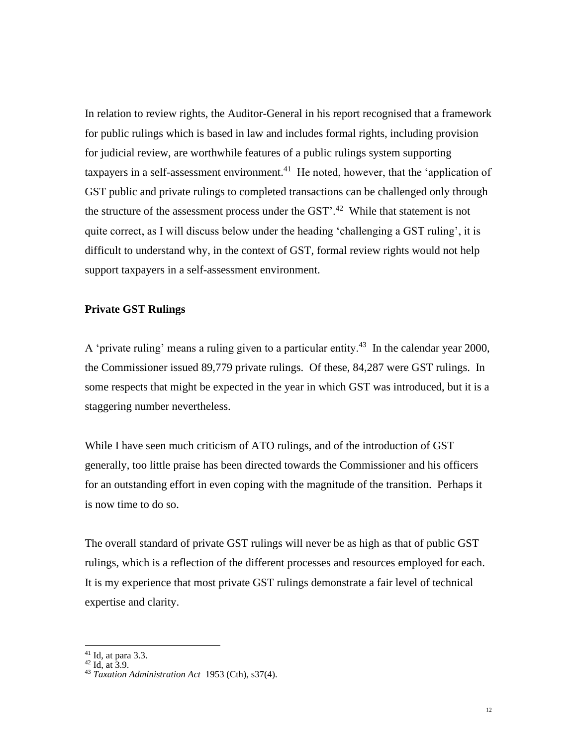In relation to review rights, the Auditor-General in his report recognised that a framework for public rulings which is based in law and includes formal rights, including provision for judicial review, are worthwhile features of a public rulings system supporting taxpayers in a self-assessment environment.[41] He noted, however, that the 'application of GST public and private rulings to completed transactions can be challenged only through the structure of the assessment process under the GST'.[42] While that statement is not quite correct, as I will discuss below under the heading 'challenging a GST ruling', it is difficult to understand why, in the context of GST, formal review rights would not help support taxpayers in a self-assessment environment.

**Private GST Rulings**

A 'private ruling' means a ruling given to a particular entity.[43] In the calendar year 2000, the Commissioner issued 89,779 private rulings. Of these, 84,287 were GST rulings. In some respects that might be expected in the year in which GST was introduced, but it is a staggering number nevertheless.

While I have seen much criticism of ATO rulings, and of the introduction of GST generally, too little praise has been directed towards the Commissioner and his officers for an outstanding effort in even coping with the magnitude of the transition. Perhaps it is now time to do so.

The overall standard of private GST rulings will never be as high as that of public GST rulings, which is a reflection of the different processes and resources employed for each. It is my experience that most private GST rulings demonstrate a fair level of technical expertise and clarity.

---

[41] Id, at para 3.3.

[42] Id, at 3.9.

[43] *Taxation Administration Act* 1953 (Cth), s37(4).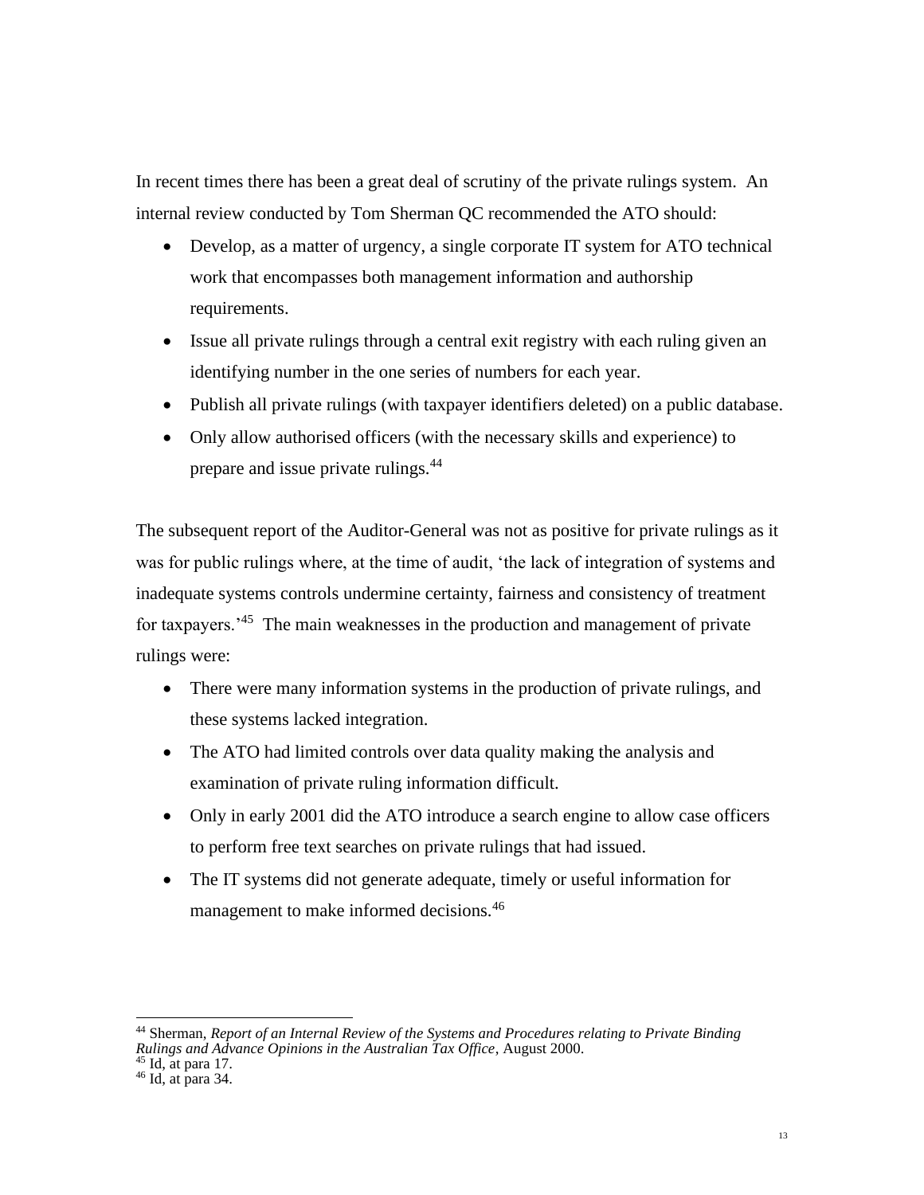In recent times there has been a great deal of scrutiny of the private rulings system. An internal review conducted by Tom Sherman QC recommended the ATO should:

- Develop, as a matter of urgency, a single corporate IT system for ATO technical work that encompasses both management information and authorship requirements.
- Issue all private rulings through a central exit registry with each ruling given an identifying number in the one series of numbers for each year.
- Publish all private rulings (with taxpayer identifiers deleted) on a public database.
- Only allow authorised officers (with the necessary skills and experience) to prepare and issue private rulings.[44]

The subsequent report of the Auditor-General was not as positive for private rulings as it was for public rulings where, at the time of audit, 'the lack of integration of systems and inadequate systems controls undermine certainty, fairness and consistency of treatment for taxpayers.'[45] The main weaknesses in the production and management of private rulings were:

- There were many information systems in the production of private rulings, and these systems lacked integration.
- The ATO had limited controls over data quality making the analysis and examination of private ruling information difficult.
- Only in early 2001 did the ATO introduce a search engine to allow case officers to perform free text searches on private rulings that had issued.
- The IT systems did not generate adequate, timely or useful information for management to make informed decisions.[46]

---

[44] Sherman, *Report of an Internal Review of the Systems and Procedures relating to Private Binding Rulings and Advance Opinions in the Australian Tax Office*, August 2000.
[45] Id, at para 17.
[46] Id, at para 34.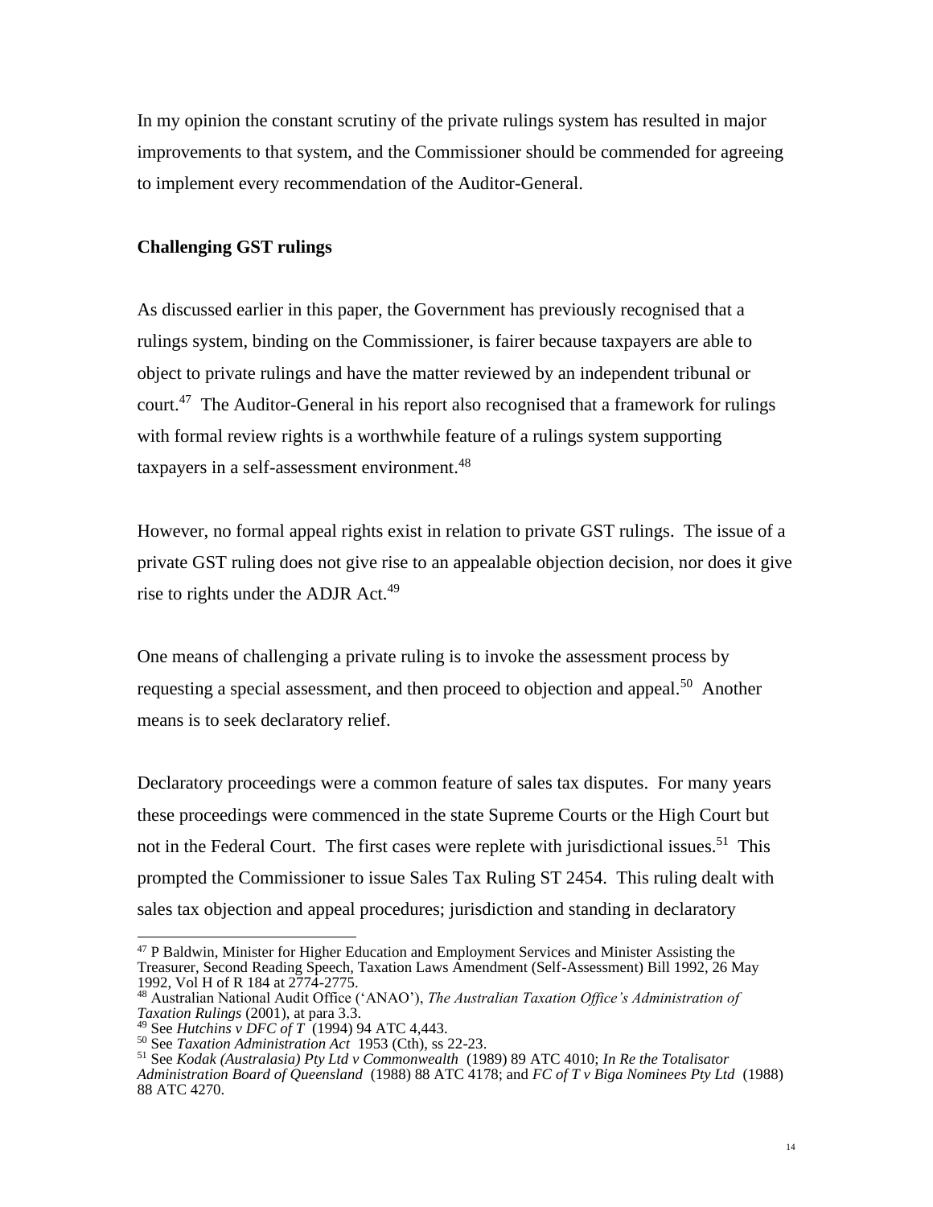In my opinion the constant scrutiny of the private rulings system has resulted in major improvements to that system, and the Commissioner should be commended for agreeing to implement every recommendation of the Auditor-General.

**Challenging GST rulings**

As discussed earlier in this paper, the Government has previously recognised that a rulings system, binding on the Commissioner, is fairer because taxpayers are able to object to private rulings and have the matter reviewed by an independent tribunal or court.[47] The Auditor-General in his report also recognised that a framework for rulings with formal review rights is a worthwhile feature of a rulings system supporting taxpayers in a self-assessment environment.[48]

However, no formal appeal rights exist in relation to private GST rulings. The issue of a private GST ruling does not give rise to an appealable objection decision, nor does it give rise to rights under the ADJR Act.[49]

One means of challenging a private ruling is to invoke the assessment process by requesting a special assessment, and then proceed to objection and appeal.[50] Another means is to seek declaratory relief.

Declaratory proceedings were a common feature of sales tax disputes. For many years these proceedings were commenced in the state Supreme Courts or the High Court but not in the Federal Court. The first cases were replete with jurisdictional issues.[51] This prompted the Commissioner to issue Sales Tax Ruling ST 2454. This ruling dealt with sales tax objection and appeal procedures; jurisdiction and standing in declaratory

---

[47] P Baldwin, Minister for Higher Education and Employment Services and Minister Assisting the Treasurer, Second Reading Speech, Taxation Laws Amendment (Self-Assessment) Bill 1992, 26 May 1992, Vol H of R 184 at 2774-2775.

[48] Australian National Audit Office ('ANAO'), *The Australian Taxation Office's Administration of Taxation Rulings* (2001), at para 3.3.

[49] See *Hutchins v DFC of T* (1994) 94 ATC 4,443.

[50] See *Taxation Administration Act* 1953 (Cth), ss 22-23.

[51] See *Kodak (Australasia) Pty Ltd v Commonwealth* (1989) 89 ATC 4010; *In Re the Totalisator Administration Board of Queensland* (1988) 88 ATC 4178; and *FC of T v Biga Nominees Pty Ltd* (1988) 88 ATC 4270.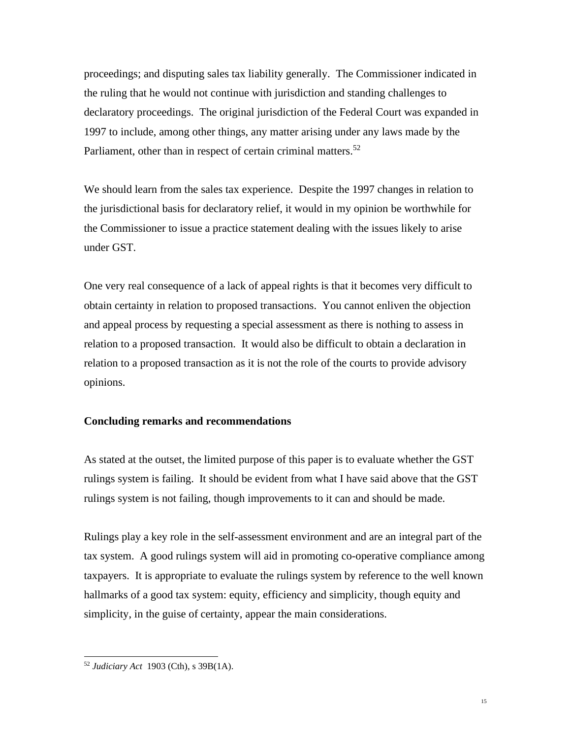proceedings; and disputing sales tax liability generally. The Commissioner indicated in the ruling that he would not continue with jurisdiction and standing challenges to declaratory proceedings. The original jurisdiction of the Federal Court was expanded in 1997 to include, among other things, any matter arising under any laws made by the Parliament, other than in respect of certain criminal matters.[52]

We should learn from the sales tax experience. Despite the 1997 changes in relation to the jurisdictional basis for declaratory relief, it would in my opinion be worthwhile for the Commissioner to issue a practice statement dealing with the issues likely to arise under GST.

One very real consequence of a lack of appeal rights is that it becomes very difficult to obtain certainty in relation to proposed transactions. You cannot enliven the objection and appeal process by requesting a special assessment as there is nothing to assess in relation to a proposed transaction. It would also be difficult to obtain a declaration in relation to a proposed transaction as it is not the role of the courts to provide advisory opinions.

**Concluding remarks and recommendations**

As stated at the outset, the limited purpose of this paper is to evaluate whether the GST rulings system is failing. It should be evident from what I have said above that the GST rulings system is not failing, though improvements to it can and should be made.

Rulings play a key role in the self-assessment environment and are an integral part of the tax system. A good rulings system will aid in promoting co-operative compliance among taxpayers. It is appropriate to evaluate the rulings system by reference to the well known hallmarks of a good tax system: equity, efficiency and simplicity, though equity and simplicity, in the guise of certainty, appear the main considerations.

---

[52] *Judiciary Act* 1903 (Cth), s 39B(1A).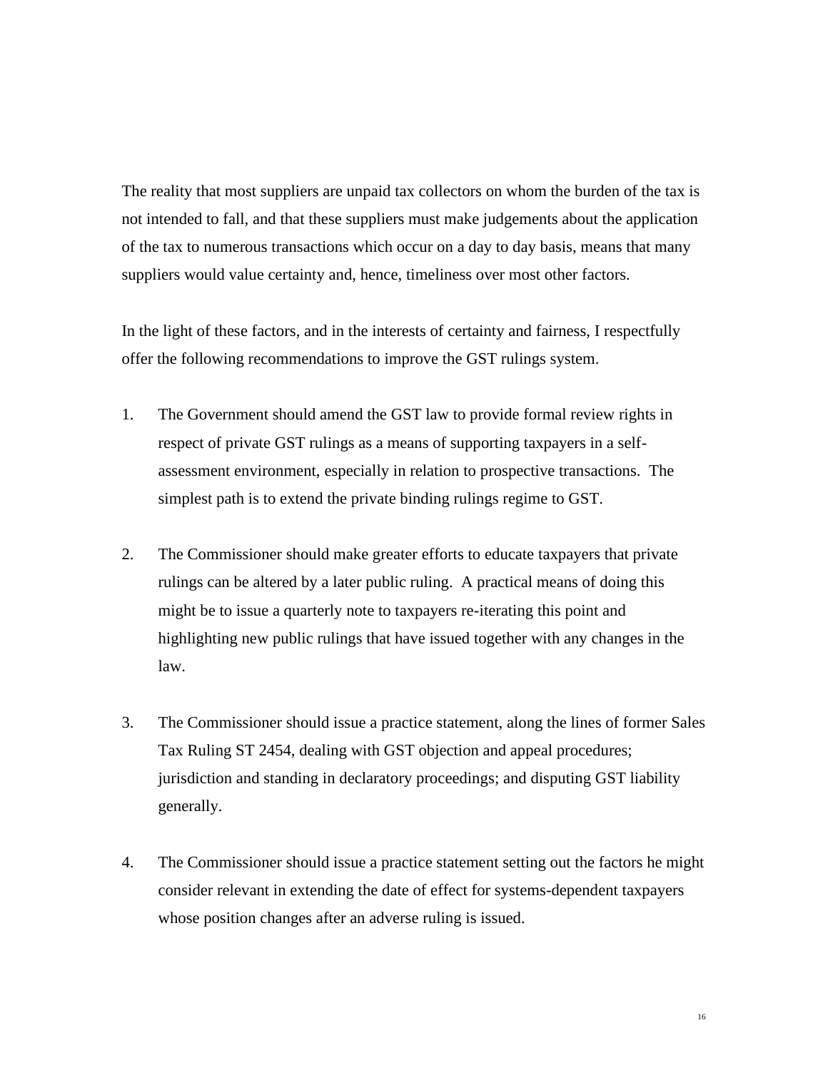The reality that most suppliers are unpaid tax collectors on whom the burden of the tax is not intended to fall, and that these suppliers must make judgements about the application of the tax to numerous transactions which occur on a day to day basis, means that many suppliers would value certainty and, hence, timeliness over most other factors.

In the light of these factors, and in the interests of certainty and fairness, I respectfully offer the following recommendations to improve the GST rulings system.

1. The Government should amend the GST law to provide formal review rights in respect of private GST rulings as a means of supporting taxpayers in a self-assessment environment, especially in relation to prospective transactions. The simplest path is to extend the private binding rulings regime to GST.

2. The Commissioner should make greater efforts to educate taxpayers that private rulings can be altered by a later public ruling. A practical means of doing this might be to issue a quarterly note to taxpayers re-iterating this point and highlighting new public rulings that have issued together with any changes in the law.

3. The Commissioner should issue a practice statement, along the lines of former Sales Tax Ruling ST 2454, dealing with GST objection and appeal procedures; jurisdiction and standing in declaratory proceedings; and disputing GST liability generally.

4. The Commissioner should issue a practice statement setting out the factors he might consider relevant in extending the date of effect for systems-dependent taxpayers whose position changes after an adverse ruling is issued.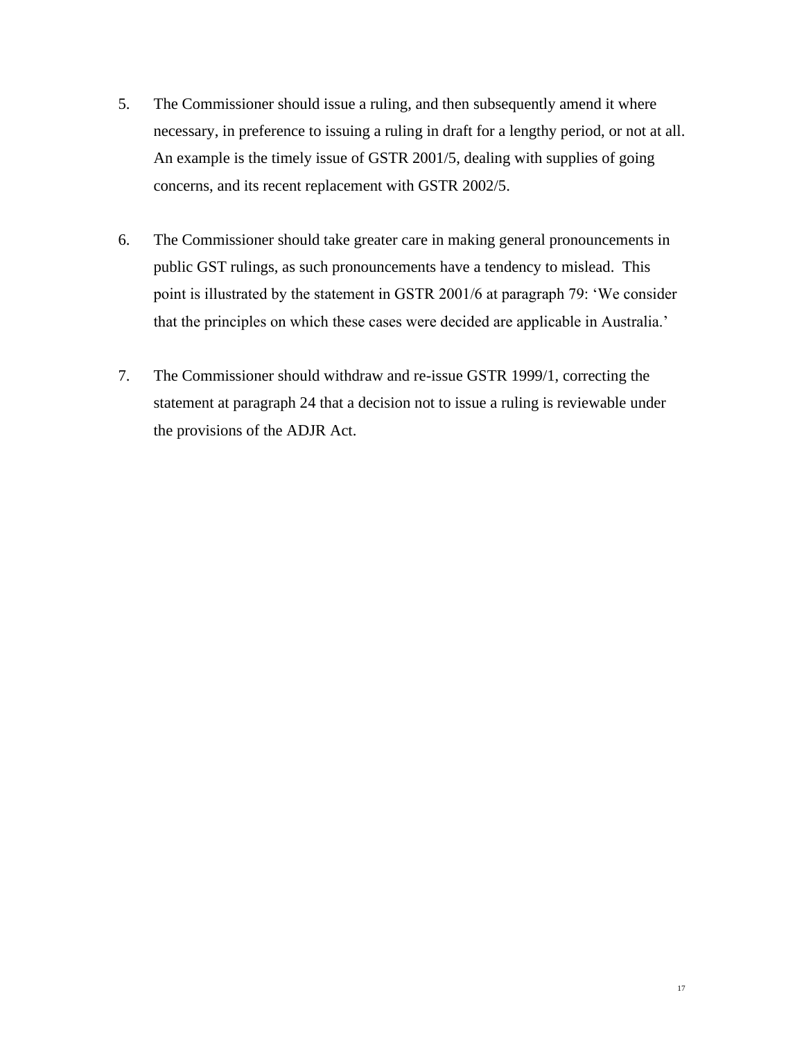5. The Commissioner should issue a ruling, and then subsequently amend it where necessary, in preference to issuing a ruling in draft for a lengthy period, or not at all. An example is the timely issue of GSTR 2001/5, dealing with supplies of going concerns, and its recent replacement with GSTR 2002/5.

6. The Commissioner should take greater care in making general pronouncements in public GST rulings, as such pronouncements have a tendency to mislead. This point is illustrated by the statement in GSTR 2001/6 at paragraph 79: 'We consider that the principles on which these cases were decided are applicable in Australia.'

7. The Commissioner should withdraw and re-issue GSTR 1999/1, correcting the statement at paragraph 24 that a decision not to issue a ruling is reviewable under the provisions of the ADJR Act.